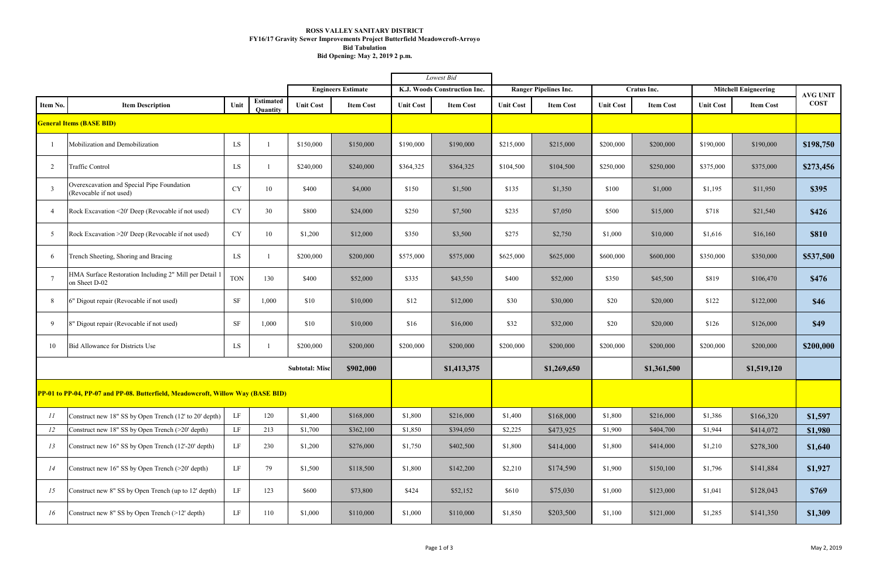**ROSS VALLEY SANITARY DISTRICT**
**FY16/17 Gravity Sewer Improvements Project Butterfield Meadowcroft-Arroyo**
**Bid Tabulation**
**Bid Opening: May 2, 2019 2 p.m.**

| | | | | Engineers Estimate | | *Lowest Bid* K.J. Woods Construction Inc. | | Ranger Pipelines Inc. | | Cratus Inc. | | Mitchell Engineering | | AVG UNIT COST |
|---|---|---|---|---|---|---|---|---|---|---|---|---|---|---|
| Item No. | Item Description | Unit | Estimated Quantity | Unit Cost | Item Cost | Unit Cost | Item Cost | Unit Cost | Item Cost | Unit Cost | Item Cost | Unit Cost | Item Cost | |
| **General Items (BASE BID)** | | | | | | | | | | | | | | |
| 1 | Mobilization and Demobilization | LS | 1 | $150,000 | $150,000 | $190,000 | $190,000 | $215,000 | $215,000 | $200,000 | $200,000 | $190,000 | $190,000 | **$198,750** |
| 2 | Traffic Control | LS | 1 | $240,000 | $240,000 | $364,325 | $364,325 | $104,500 | $104,500 | $250,000 | $250,000 | $375,000 | $375,000 | **$273,456** |
| 3 | Overexcavation and Special Pipe Foundation (Revocable if not used) | CY | 10 | $400 | $4,000 | $150 | $1,500 | $135 | $1,350 | $100 | $1,000 | $1,195 | $11,950 | **$395** |
| 4 | Rock Excavation <20' Deep (Revocable if not used) | CY | 30 | $800 | $24,000 | $250 | $7,500 | $235 | $7,050 | $500 | $15,000 | $718 | $21,540 | **$426** |
| 5 | Rock Excavation >20' Deep (Revocable if not used) | CY | 10 | $1,200 | $12,000 | $350 | $3,500 | $275 | $2,750 | $1,000 | $10,000 | $1,616 | $16,160 | **$810** |
| 6 | Trench Sheeting, Shoring and Bracing | LS | 1 | $200,000 | $200,000 | $575,000 | $575,000 | $625,000 | $625,000 | $600,000 | $600,000 | $350,000 | $350,000 | **$537,500** |
| 7 | HMA Surface Restoration Including 2" Mill per Detail 1 on Sheet D-02 | TON | 130 | $400 | $52,000 | $335 | $43,550 | $400 | $52,000 | $350 | $45,500 | $819 | $106,470 | **$476** |
| 8 | 6" Digout repair (Revocable if not used) | SF | 1,000 | $10 | $10,000 | $12 | $12,000 | $30 | $30,000 | $20 | $20,000 | $122 | $122,000 | **$46** |
| 9 | 8" Digout repair (Revocable if not used) | SF | 1,000 | $10 | $10,000 | $16 | $16,000 | $32 | $32,000 | $20 | $20,000 | $126 | $126,000 | **$49** |
| 10 | Bid Allowance for Districts Use | LS | 1 | $200,000 | $200,000 | $200,000 | $200,000 | $200,000 | $200,000 | $200,000 | $200,000 | $200,000 | $200,000 | **$200,000** |
| | | | | **Subtotal: Misc** | **$902,000** | | **$1,413,375** | | **$1,269,650** | | **$1,361,500** | | **$1,519,120** | |
| **PP-01 to PP-04, PP-07 and PP-08. Butterfield, Meadowcroft, Willow Way (BASE BID)** | | | | | | | | | | | | | | |
| *11* | Construct new 18" SS by Open Trench (12' to 20' depth) | LF | 120 | $1,400 | $168,000 | $1,800 | $216,000 | $1,400 | $168,000 | $1,800 | $216,000 | $1,386 | $166,320 | **$1,597** |
| *12* | Construct new 18" SS by Open Trench (>20' depth) | LF | 213 | $1,700 | $362,100 | $1,850 | $394,050 | $2,225 | $473,925 | $1,900 | $404,700 | $1,944 | $414,072 | **$1,980** |
| *13* | Construct new 16" SS by Open Trench (12'-20' depth) | LF | 230 | $1,200 | $276,000 | $1,750 | $402,500 | $1,800 | $414,000 | $1,800 | $414,000 | $1,210 | $278,300 | **$1,640** |
| *14* | Construct new 16" SS by Open Trench (>20' depth) | LF | 79 | $1,500 | $118,500 | $1,800 | $142,200 | $2,210 | $174,590 | $1,900 | $150,100 | $1,796 | $141,884 | **$1,927** |
| *15* | Construct new 8" SS by Open Trench (up to 12' depth) | LF | 123 | $600 | $73,800 | $424 | $52,152 | $610 | $75,030 | $1,000 | $123,000 | $1,041 | $128,043 | **$769** |
| *16* | Construct new 8" SS by Open Trench (>12' depth) | LF | 110 | $1,000 | $110,000 | $1,000 | $110,000 | $1,850 | $203,500 | $1,100 | $121,000 | $1,285 | $141,350 | **$1,309** |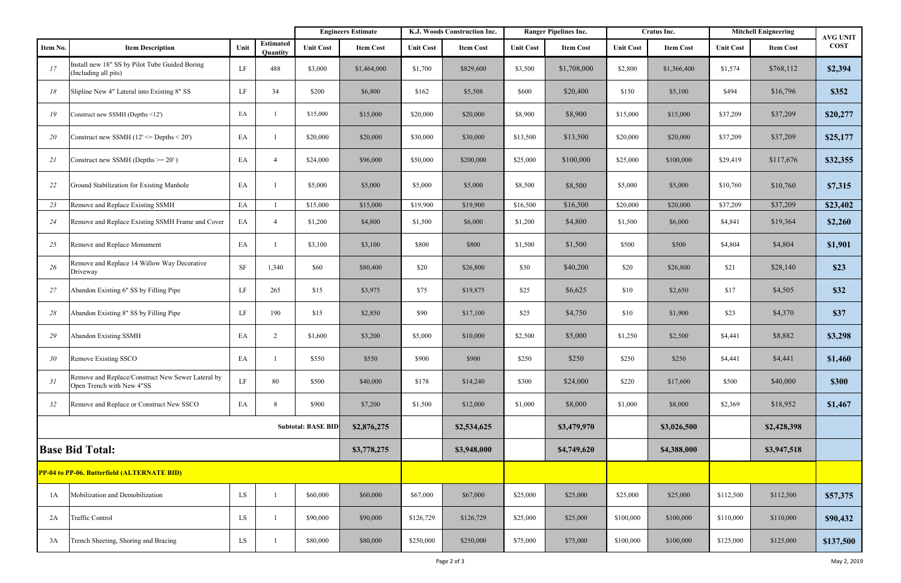| Item No. | Item Description | Unit | Estimated Quantity | Engineers Estimate | | K.J. Woods Construction Inc. | | Ranger Pipelines Inc. | | Cratus Inc. | | Mitchell Enigneering | | AVG UNIT COST |
|---|---|---|---|---|---|---|---|---|---|---|---|---|---|---|
| | | | | Unit Cost | Item Cost | Unit Cost | Item Cost | Unit Cost | Item Cost | Unit Cost | Item Cost | Unit Cost | Item Cost | |
| 17 | Install new 18" SS by Pilot Tube Guided Boring (Including all pits) | LF | 488 | $3,000 | $1,464,000 | $1,700 | $829,600 | $3,500 | $1,708,000 | $2,800 | $1,366,400 | $1,574 | $768,112 | **$2,394** |
| 18 | Slipline New 4" Lateral into Existing 8" SS | LF | 34 | $200 | $6,800 | $162 | $5,508 | $600 | $20,400 | $150 | $5,100 | $494 | $16,796 | **$352** |
| 19 | Construct new SSMH (Depths <12') | EA | 1 | $15,000 | $15,000 | $20,000 | $20,000 | $8,900 | $8,900 | $15,000 | $15,000 | $37,209 | $37,209 | **$20,277** |
| 20 | Construct new SSMH (12' <= Depths < 20') | EA | 1 | $20,000 | $20,000 | $30,000 | $30,000 | $13,500 | $13,500 | $20,000 | $20,000 | $37,209 | $37,209 | **$25,177** |
| 21 | Construct new SSMH (Depths >= 20' ) | EA | 4 | $24,000 | $96,000 | $50,000 | $200,000 | $25,000 | $100,000 | $25,000 | $100,000 | $29,419 | $117,676 | **$32,355** |
| 22 | Ground Stabilization for Existing Manhole | EA | 1 | $5,000 | $5,000 | $5,000 | $5,000 | $8,500 | $8,500 | $5,000 | $5,000 | $10,760 | $10,760 | **$7,315** |
| 23 | Remove and Replace Existing SSMH | EA | 1 | $15,000 | $15,000 | $19,900 | $19,900 | $16,500 | $16,500 | $20,000 | $20,000 | $37,209 | $37,209 | **$23,402** |
| 24 | Remove and Replace Existing SSMH Frame and Cover | EA | 4 | $1,200 | $4,800 | $1,500 | $6,000 | $1,200 | $4,800 | $1,500 | $6,000 | $4,841 | $19,364 | **$2,260** |
| 25 | Remove and Replace Monument | EA | 1 | $3,100 | $3,100 | $800 | $800 | $1,500 | $1,500 | $500 | $500 | $4,804 | $4,804 | **$1,901** |
| 26 | Remove and Replace 14 Willow Way Decorative Driveway | SF | 1,340 | $60 | $80,400 | $20 | $26,800 | $30 | $40,200 | $20 | $26,800 | $21 | $28,140 | **$23** |
| 27 | Abandon Existing 6" SS by Filling Pipe | LF | 265 | $15 | $3,975 | $75 | $19,875 | $25 | $6,625 | $10 | $2,650 | $17 | $4,505 | **$32** |
| 28 | Abandon Existing 8" SS by Filling Pipe | LF | 190 | $15 | $2,850 | $90 | $17,100 | $25 | $4,750 | $10 | $1,900 | $23 | $4,370 | **$37** |
| 29 | Abandon Existing SSMH | EA | 2 | $1,600 | $3,200 | $5,000 | $10,000 | $2,500 | $5,000 | $1,250 | $2,500 | $4,441 | $8,882 | **$3,298** |
| 30 | Remove Existing SSCO | EA | 1 | $550 | $550 | $900 | $900 | $250 | $250 | $250 | $250 | $4,441 | $4,441 | **$1,460** |
| 31 | Remove and Replace/Construct New Sewer Lateral by Open Trench with New 4"SS | LF | 80 | $500 | $40,000 | $178 | $14,240 | $300 | $24,000 | $220 | $17,600 | $500 | $40,000 | **$300** |
| 32 | Remove and Replace or Construct New SSCO | EA | 8 | $900 | $7,200 | $1,500 | $12,000 | $1,000 | $8,000 | $1,000 | $8,000 | $2,369 | $18,952 | **$1,467** |
| | | | **Subtotal: BASE BID** | | **$2,876,275** | | **$2,534,625** | | **$3,479,970** | | **$3,026,500** | | **$2,428,398** | |
| **Base Bid Total:** | | | | | **$3,778,275** | | **$3,948,000** | | **$4,749,620** | | **$4,388,000** | | **$3,947,518** | |
| **PP-04 to PP-06. Butterfield (ALTERNATE BID)** | | | | | | | | | | | | | | |
| 1A | Mobilization and Demobilization | LS | 1 | $60,000 | $60,000 | $67,000 | $67,000 | $25,000 | $25,000 | $25,000 | $25,000 | $112,500 | $112,500 | **$57,375** |
| 2A | Traffic Control | LS | 1 | $90,000 | $90,000 | $126,729 | $126,729 | $25,000 | $25,000 | $100,000 | $100,000 | $110,000 | $110,000 | **$90,432** |
| 3A | Trench Sheeting, Shoring and Bracing | LS | 1 | $80,000 | $80,000 | $250,000 | $250,000 | $75,000 | $75,000 | $100,000 | $100,000 | $125,000 | $125,000 | **$137,500** |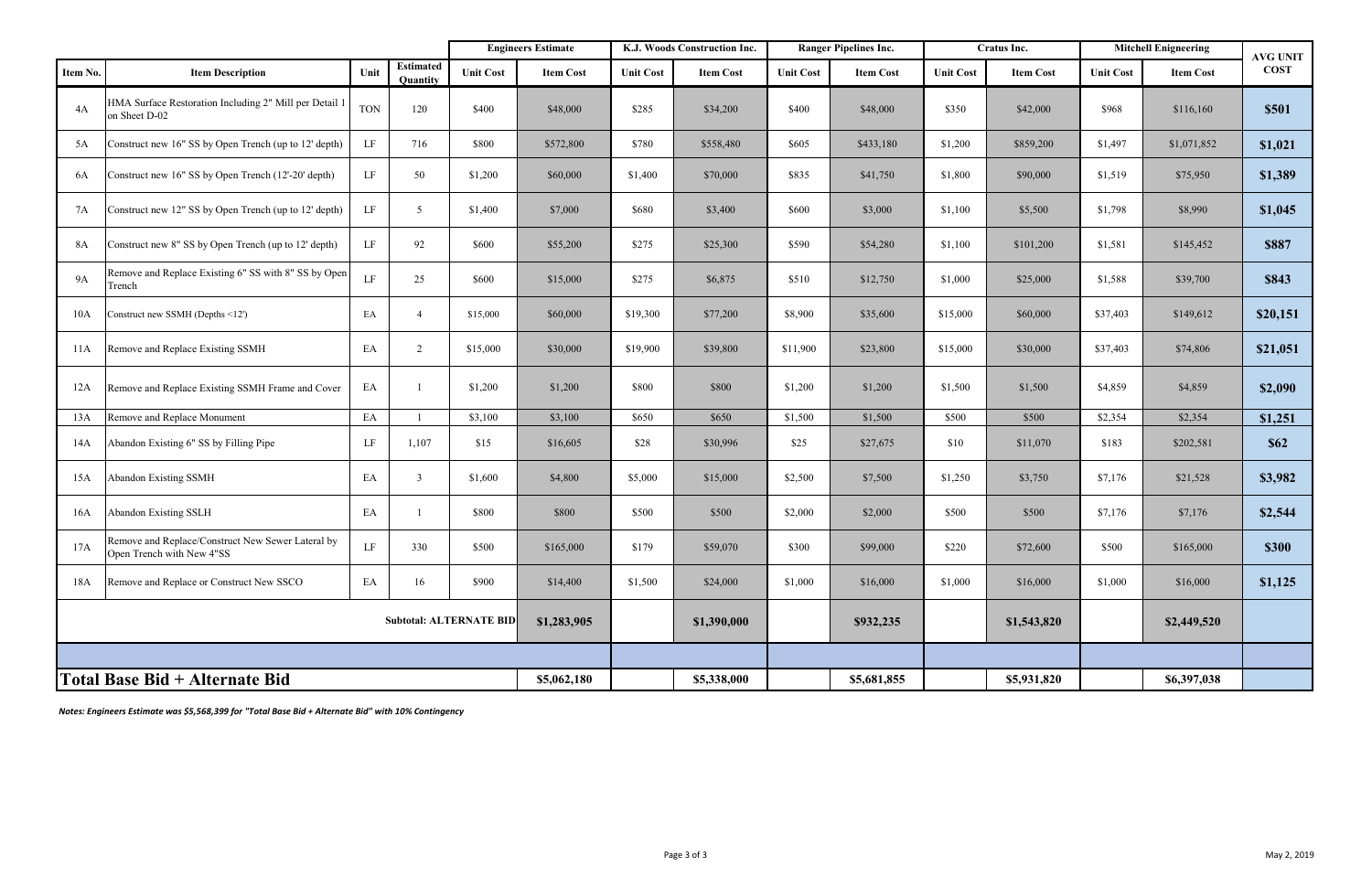| Item No. | Item Description | Unit | Estimated Quantity | Engineers Estimate | | K.J. Woods Construction Inc. | | Ranger Pipelines Inc. | | Cratus Inc. | | Mitchell Enigneering | | AVG UNIT COST |
|---|---|---|---|---|---|---|---|---|---|---|---|---|---|---|
| | | | | Unit Cost | Item Cost | Unit Cost | Item Cost | Unit Cost | Item Cost | Unit Cost | Item Cost | Unit Cost | Item Cost | |
| 4A | HMA Surface Restoration Including 2" Mill per Detail 1 on Sheet D-02 | TON | 120 | $400 | $48,000 | $285 | $34,200 | $400 | $48,000 | $350 | $42,000 | $968 | $116,160 | $501 |
| 5A | Construct new 16" SS by Open Trench (up to 12' depth) | LF | 716 | $800 | $572,800 | $780 | $558,480 | $605 | $433,180 | $1,200 | $859,200 | $1,497 | $1,071,852 | $1,021 |
| 6A | Construct new 16" SS by Open Trench (12'-20' depth) | LF | 50 | $1,200 | $60,000 | $1,400 | $70,000 | $835 | $41,750 | $1,800 | $90,000 | $1,519 | $75,950 | $1,389 |
| 7A | Construct new 12" SS by Open Trench (up to 12' depth) | LF | 5 | $1,400 | $7,000 | $680 | $3,400 | $600 | $3,000 | $1,100 | $5,500 | $1,798 | $8,990 | $1,045 |
| 8A | Construct new 8" SS by Open Trench (up to 12' depth) | LF | 92 | $600 | $55,200 | $275 | $25,300 | $590 | $54,280 | $1,100 | $101,200 | $1,581 | $145,452 | $887 |
| 9A | Remove and Replace Existing 6" SS with 8" SS by Open Trench | LF | 25 | $600 | $15,000 | $275 | $6,875 | $510 | $12,750 | $1,000 | $25,000 | $1,588 | $39,700 | $843 |
| 10A | Construct new SSMH (Depths <12') | EA | 4 | $15,000 | $60,000 | $19,300 | $77,200 | $8,900 | $35,600 | $15,000 | $60,000 | $37,403 | $149,612 | $20,151 |
| 11A | Remove and Replace Existing SSMH | EA | 2 | $15,000 | $30,000 | $19,900 | $39,800 | $11,900 | $23,800 | $15,000 | $30,000 | $37,403 | $74,806 | $21,051 |
| 12A | Remove and Replace Existing SSMH Frame and Cover | EA | 1 | $1,200 | $1,200 | $800 | $800 | $1,200 | $1,200 | $1,500 | $1,500 | $4,859 | $4,859 | $2,090 |
| 13A | Remove and Replace Monument | EA | 1 | $3,100 | $3,100 | $650 | $650 | $1,500 | $1,500 | $500 | $500 | $2,354 | $2,354 | $1,251 |
| 14A | Abandon Existing 6" SS by Filling Pipe | LF | 1,107 | $15 | $16,605 | $28 | $30,996 | $25 | $27,675 | $10 | $11,070 | $183 | $202,581 | $62 |
| 15A | Abandon Existing SSMH | EA | 3 | $1,600 | $4,800 | $5,000 | $15,000 | $2,500 | $7,500 | $1,250 | $3,750 | $7,176 | $21,528 | $3,982 |
| 16A | Abandon Existing SSLH | EA | 1 | $800 | $800 | $500 | $500 | $2,000 | $2,000 | $500 | $500 | $7,176 | $7,176 | $2,544 |
| 17A | Remove and Replace/Construct New Sewer Lateral by Open Trench with New 4"SS | LF | 330 | $500 | $165,000 | $179 | $59,070 | $300 | $99,000 | $220 | $72,600 | $500 | $165,000 | $300 |
| 18A | Remove and Replace or Construct New SSCO | EA | 16 | $900 | $14,400 | $1,500 | $24,000 | $1,000 | $16,000 | $1,000 | $16,000 | $1,000 | $16,000 | $1,125 |
| | | | Subtotal: ALTERNATE BID | | $1,283,905 | | $1,390,000 | | $932,235 | | $1,543,820 | | $2,449,520 | |
| | | | | | | | | | | | | | | |
| **Total Base Bid + Alternate Bid** | | | | | $5,062,180 | | $5,338,000 | | $5,681,855 | | $5,931,820 | | $6,397,038 | |

***Notes: Engineers Estimate was $5,568,399 for "Total Base Bid + Alternate Bid" with 10% Contingency***

May 2, 2019